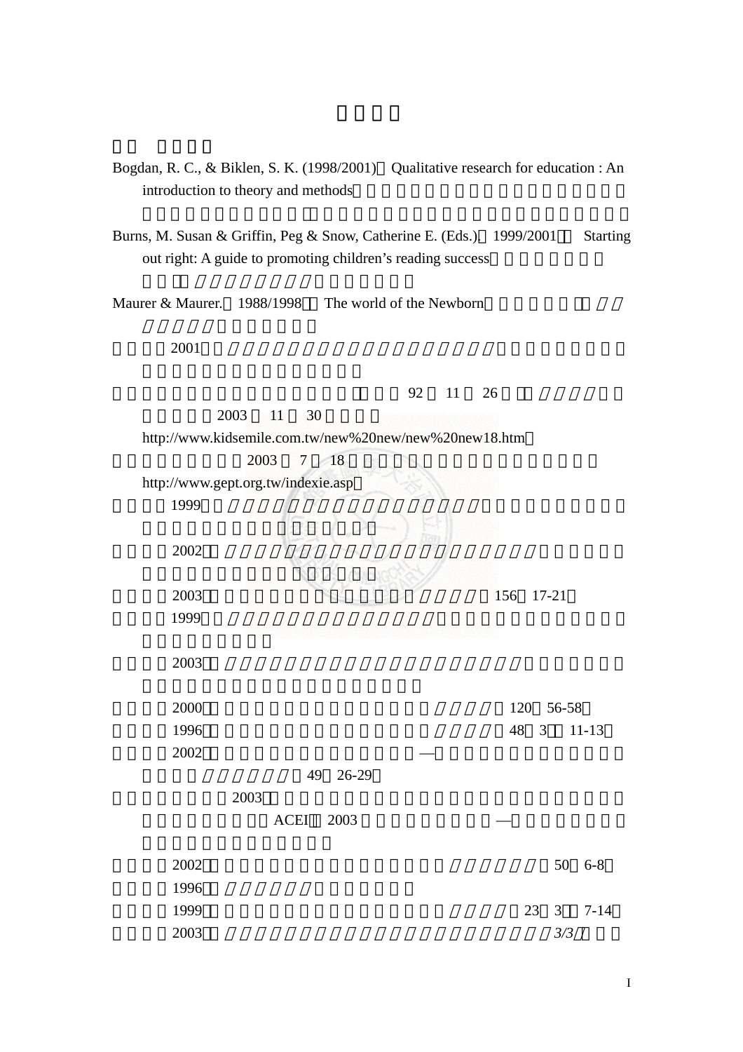Bogdan, R. C., & Biklen, S. K. (1998/2001) Qualitative research for education : An introduction to theory and methods

Burns, M. Susan & Griffin, Peg & Snow, Catherine E. (Eds.) 1999/2001 Starting out right: A guide to promoting children's reading success

Maurer & Maurer. 1988/1998 The world of the Newborn

2001

92 11 26

2003 11 30

http://www.kidsemile.com.tw/new%20new/new%20new18.htm

2003 7 18

http://www.gept.org.tw/indexie.asp

1999

2002

2003 156 17-21

1999

2003

2000 120 56-58

1996 48 3 11-13

2002 —

49 26-29

2003

ACEI 2003 —

2002 50 6-8

1996

1999 23 3 7-14

2003 *3/3*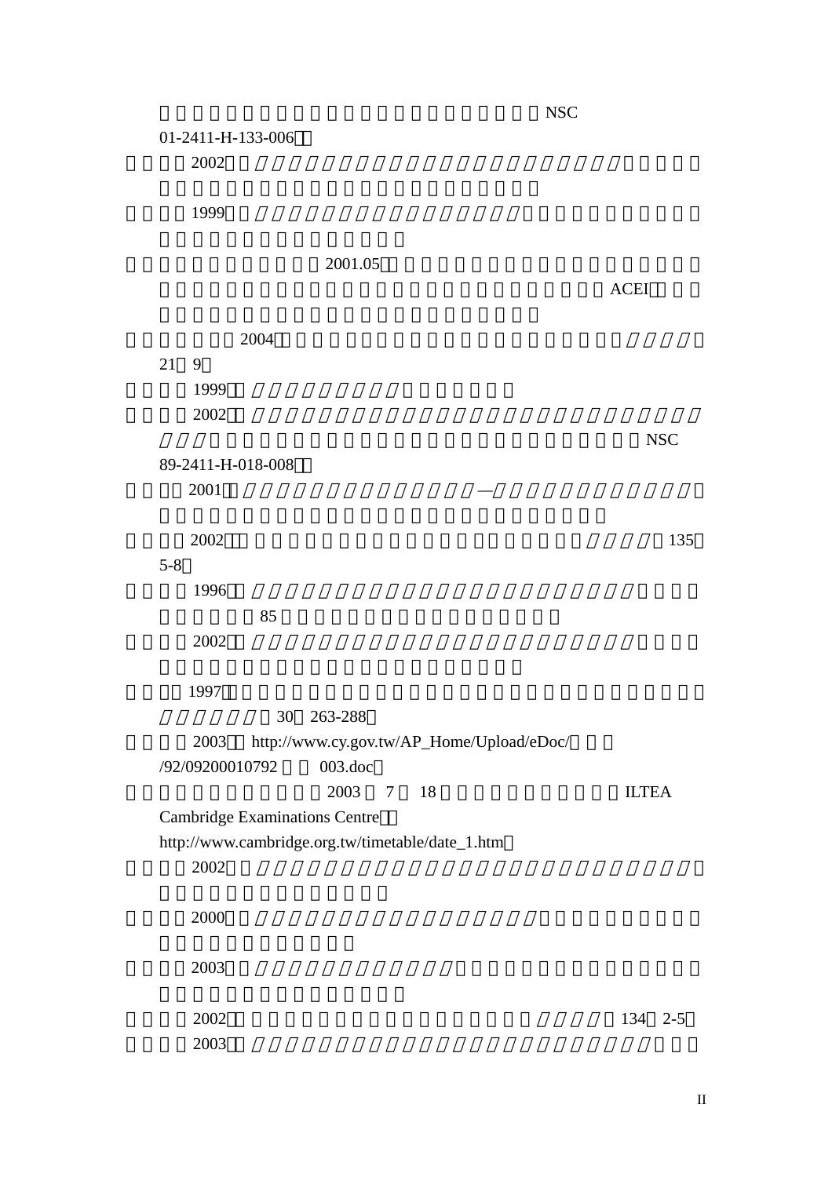NSC
01-2411-H-133-006

2002

1999

2001.05

ACEI

2004

21 9

1999

2002

NSC
89-2411-H-018-008

2001 —

2002 135
5-8

1996
85

2002

1997
30 263-288

2003 http://www.cy.gov.tw/AP_Home/Upload/eDoc/
/92/09200010792 003.doc

2003 7 18 ILTEA
Cambridge Examinations Centre
http://www.cambridge.org.tw/timetable/date_1.htm

2002

2000

2003

2002 134 2-5

2003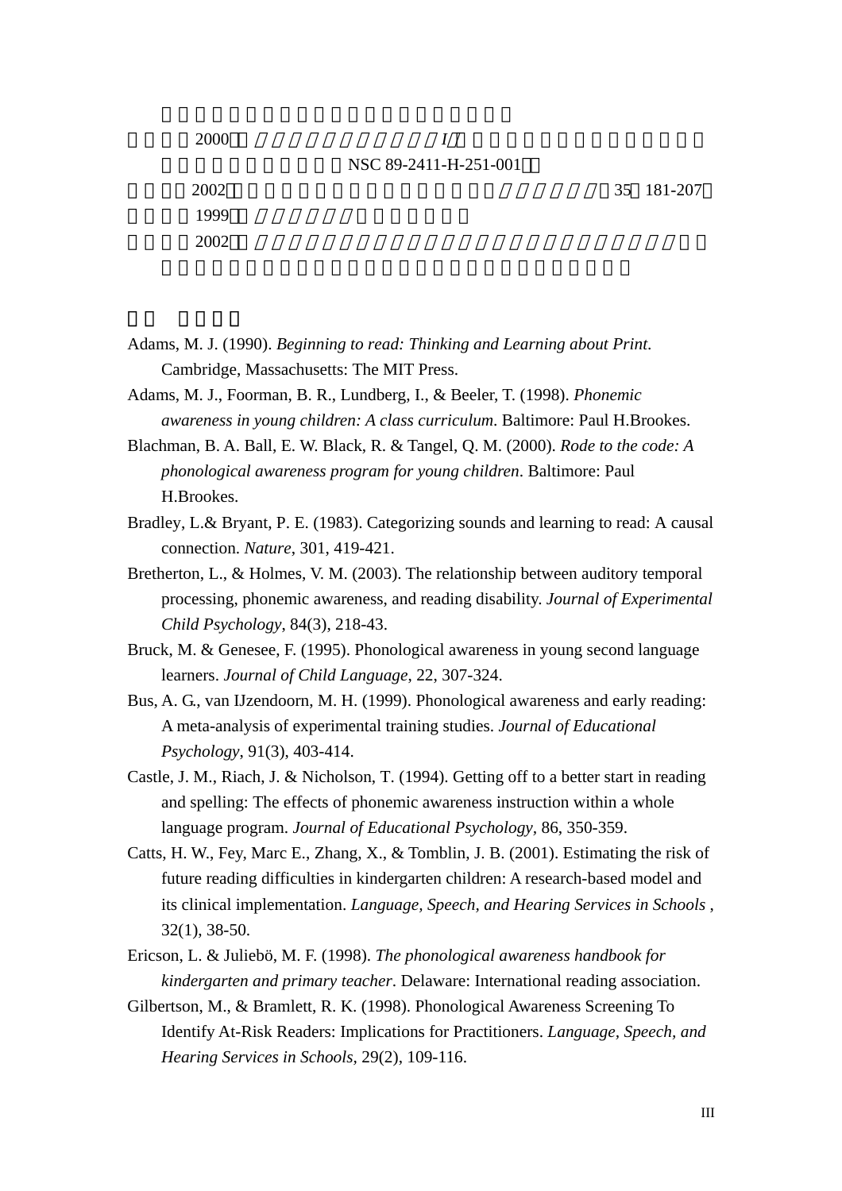2000 I/

NSC 89-2411-H-251-001

2002 35 181-207

1999

2002

Adams, M. J. (1990). *Beginning to read: Thinking and Learning about Print*. Cambridge, Massachusetts: The MIT Press.

Adams, M. J., Foorman, B. R., Lundberg, I., & Beeler, T. (1998). *Phonemic awareness in young children: A class curriculum*. Baltimore: Paul H.Brookes.

Blachman, B. A. Ball, E. W. Black, R. & Tangel, Q. M. (2000). *Rode to the code: A phonological awareness program for young children*. Baltimore: Paul H.Brookes.

Bradley, L.& Bryant, P. E. (1983). Categorizing sounds and learning to read: A causal connection. *Nature*, 301, 419-421.

Bretherton, L., & Holmes, V. M. (2003). The relationship between auditory temporal processing, phonemic awareness, and reading disability. *Journal of Experimental Child Psychology*, 84(3), 218-43.

Bruck, M. & Genesee, F. (1995). Phonological awareness in young second language learners. *Journal of Child Language*, 22, 307-324.

Bus, A. G., van IJzendoorn, M. H. (1999). Phonological awareness and early reading: A meta-analysis of experimental training studies. *Journal of Educational Psychology*, 91(3), 403-414.

Castle, J. M., Riach, J. & Nicholson, T. (1994). Getting off to a better start in reading and spelling: The effects of phonemic awareness instruction within a whole language program. *Journal of Educational Psychology*, 86, 350-359.

Catts, H. W., Fey, Marc E., Zhang, X., & Tomblin, J. B. (2001). Estimating the risk of future reading difficulties in kindergarten children: A research-based model and its clinical implementation. *Language, Speech, and Hearing Services in Schools* , 32(1), 38-50.

Ericson, L. & Juliebö, M. F. (1998). *The phonological awareness handbook for kindergarten and primary teacher*. Delaware: International reading association.

Gilbertson, M., & Bramlett, R. K. (1998). Phonological Awareness Screening To Identify At-Risk Readers: Implications for Practitioners. *Language, Speech, and Hearing Services in Schools*, 29(2), 109-116.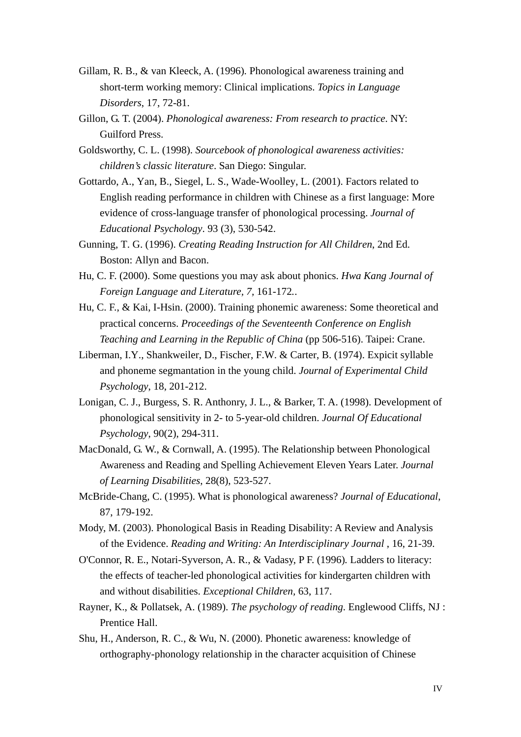Gillam, R. B., & van Kleeck, A. (1996). Phonological awareness training and short-term working memory: Clinical implications. *Topics in Language Disorders*, 17, 72-81.

Gillon, G. T. (2004). *Phonological awareness: From research to practice*. NY: Guilford Press.

Goldsworthy, C. L. (1998). *Sourcebook of phonological awareness activities: children's classic literature*. San Diego: Singular.

Gottardo, A., Yan, B., Siegel, L. S., Wade-Woolley, L. (2001). Factors related to English reading performance in children with Chinese as a first language: More evidence of cross-language transfer of phonological processing. *Journal of Educational Psychology*. 93 (3), 530-542.

Gunning, T. G. (1996). *Creating Reading Instruction for All Children*, 2nd Ed. Boston: Allyn and Bacon.

Hu, C. F. (2000). Some questions you may ask about phonics. *Hwa Kang Journal of Foreign Language and Literature, 7*, 161-172..

Hu, C. F., & Kai, I-Hsin. (2000). Training phonemic awareness: Some theoretical and practical concerns. *Proceedings of the Seventeenth Conference on English Teaching and Learning in the Republic of China* (pp 506-516). Taipei: Crane.

Liberman, I.Y., Shankweiler, D., Fischer, F.W. & Carter, B. (1974). Expicit syllable and phoneme segmantation in the young child. *Journal of Experimental Child Psychology*, 18, 201-212.

Lonigan, C. J., Burgess, S. R. Anthonry, J. L., & Barker, T. A. (1998). Development of phonological sensitivity in 2- to 5-year-old children. *Journal Of Educational Psychology*, 90(2), 294-311.

MacDonald, G. W., & Cornwall, A. (1995). The Relationship between Phonological Awareness and Reading and Spelling Achievement Eleven Years Later. *Journal of Learning Disabilities*, 28(8), 523-527.

McBride-Chang, C. (1995). What is phonological awareness? *Journal of Educational*, 87, 179-192.

Mody, M. (2003). Phonological Basis in Reading Disability: A Review and Analysis of the Evidence. *Reading and Writing: An Interdisciplinary Journal* , 16, 21-39.

O'Connor, R. E., Notari-Syverson, A. R., & Vadasy, P F. (1996). Ladders to literacy: the effects of teacher-led phonological activities for kindergarten children with and without disabilities. *Exceptional Children*, 63, 117.

Rayner, K., & Pollatsek, A. (1989). *The psychology of reading*. Englewood Cliffs, NJ : Prentice Hall.

Shu, H., Anderson, R. C., & Wu, N. (2000). Phonetic awareness: knowledge of orthography-phonology relationship in the character acquisition of Chinese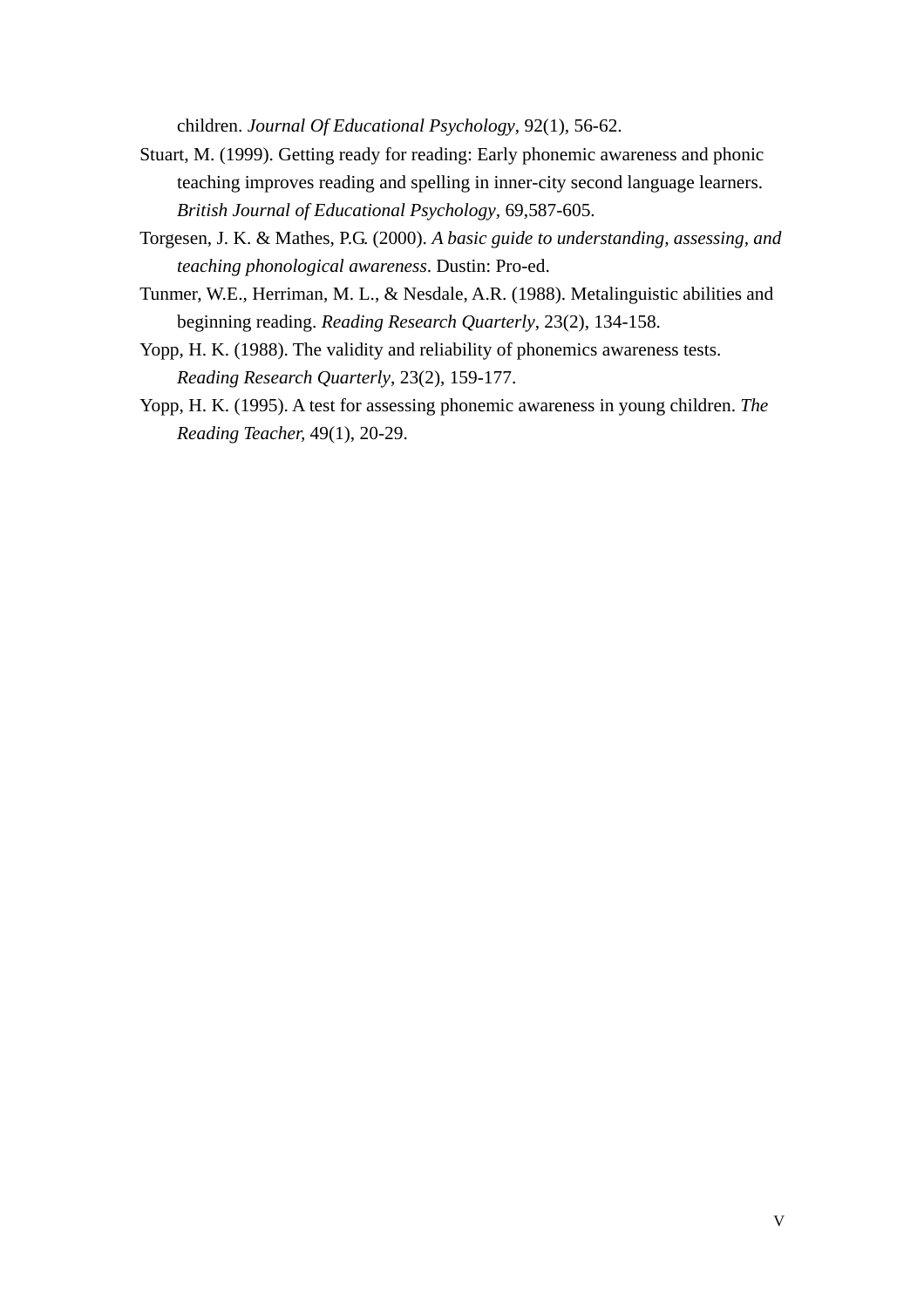children. *Journal Of Educational Psychology*, 92(1), 56-62.

Stuart, M. (1999). Getting ready for reading: Early phonemic awareness and phonic teaching improves reading and spelling in inner-city second language learners. *British Journal of Educational Psychology*, 69,587-605.

Torgesen, J. K. & Mathes, P.G. (2000). *A basic guide to understanding, assessing, and teaching phonological awareness*. Dustin: Pro-ed.

Tunmer, W.E., Herriman, M. L., & Nesdale, A.R. (1988). Metalinguistic abilities and beginning reading. *Reading Research Quarterly*, 23(2), 134-158.

Yopp, H. K. (1988). The validity and reliability of phonemics awareness tests. *Reading Research Quarterly*, 23(2), 159-177.

Yopp, H. K. (1995). A test for assessing phonemic awareness in young children. *The Reading Teacher*, 49(1), 20-29.